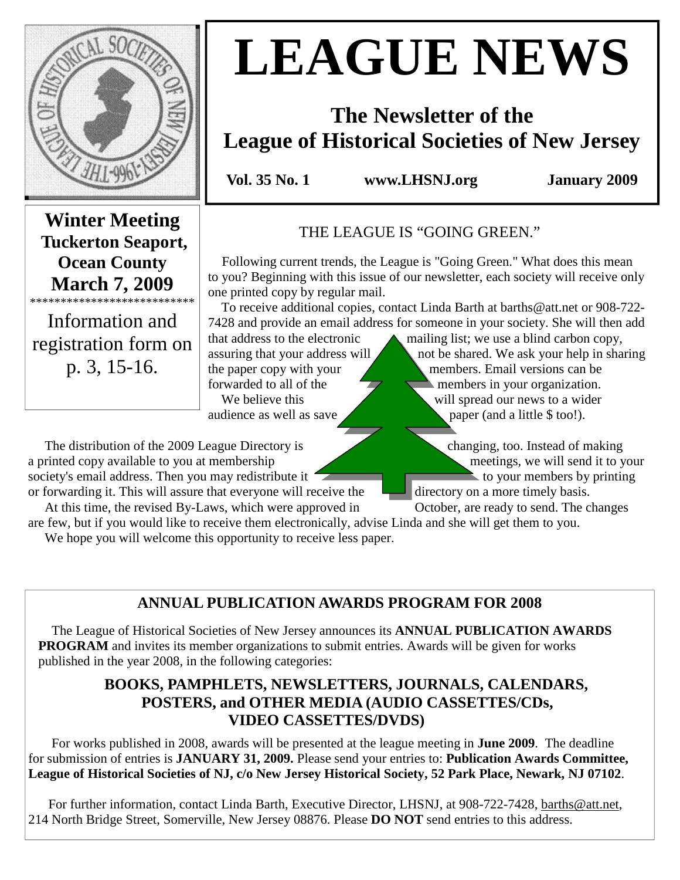# LEAGUE NEWS

## The Newsletter of the League of Historical Societies of New Jersey

**Vol. 35 No. 1** **www.LHSNJ.org** **January 2009**

**Winter Meeting**
**Tuckerton Seaport, Ocean County**
**March 7, 2009**

***************************

Information and registration form on p. 3, 15-16.

## THE LEAGUE IS "GOING GREEN."

Following current trends, the League is "Going Green." What does this mean to you? Beginning with this issue of our newsletter, each society will receive only one printed copy by regular mail.

To receive additional copies, contact Linda Barth at barths@att.net or 908-722-7428 and provide an email address for someone in your society. She will then add that address to the electronic mailing list; we use a blind carbon copy, assuring that your address will not be shared. We ask your help in sharing the paper copy with your members. Email versions can be forwarded to all of the members in your organization.

We believe this will spread our news to a wider audience as well as save paper (and a little $ too!).

The distribution of the 2009 League Directory is changing, too. Instead of making a printed copy available to you at membership meetings, we will send it to your society's email address. Then you may redistribute it to your members by printing or forwarding it. This will assure that everyone will receive the directory on a more timely basis.

At this time, the revised By-Laws, which were approved in October, are ready to send. The changes are few, but if you would like to receive them electronically, advise Linda and she will get them to you.

We hope you will welcome this opportunity to receive less paper.

## ANNUAL PUBLICATION AWARDS PROGRAM FOR 2008

The League of Historical Societies of New Jersey announces its **ANNUAL PUBLICATION AWARDS PROGRAM** and invites its member organizations to submit entries. Awards will be given for works published in the year 2008, in the following categories:

### BOOKS, PAMPHLETS, NEWSLETTERS, JOURNALS, CALENDARS, POSTERS, and OTHER MEDIA (AUDIO CASSETTES/CDs, VIDEO CASSETTES/DVDS)

For works published in 2008, awards will be presented at the league meeting in **June 2009**. The deadline for submission of entries is **JANUARY 31, 2009.** Please send your entries to: **Publication Awards Committee, League of Historical Societies of NJ, c/o New Jersey Historical Society, 52 Park Place, Newark, NJ 07102**.

For further information, contact Linda Barth, Executive Director, LHSNJ, at 908-722-7428, barths@att.net, 214 North Bridge Street, Somerville, New Jersey 08876. Please **DO NOT** send entries to this address.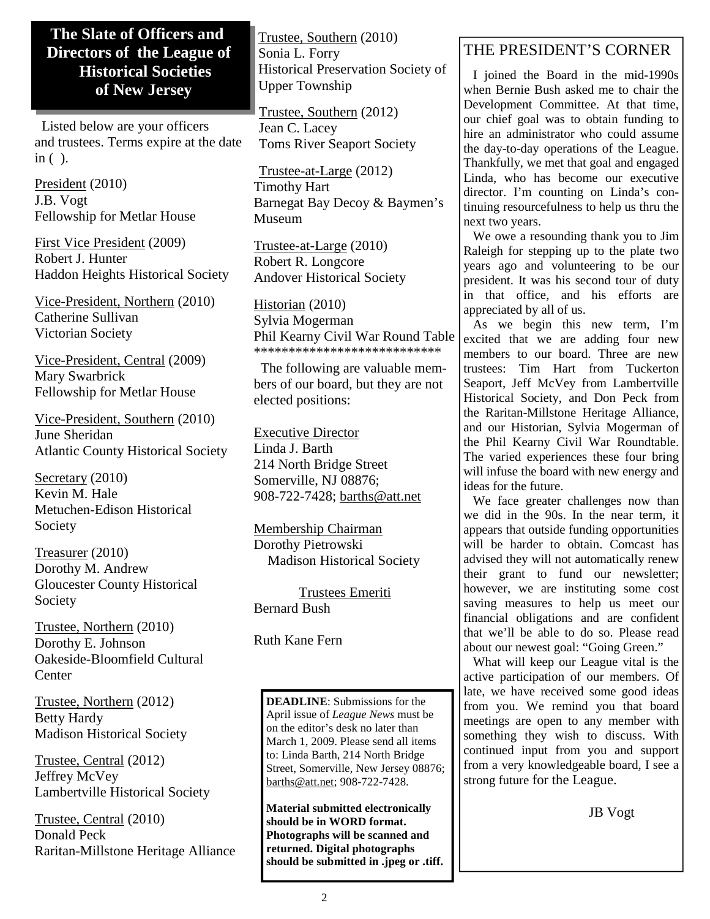## The Slate of Officers and Directors of the League of Historical Societies of New Jersey

Listed below are your officers and trustees. Terms expire at the date in ( ).

President (2010)
J.B. Vogt
Fellowship for Metlar House

First Vice President (2009)
Robert J. Hunter
Haddon Heights Historical Society

Vice-President, Northern (2010)
Catherine Sullivan
Victorian Society

Vice-President, Central (2009)
Mary Swarbrick
Fellowship for Metlar House

Vice-President, Southern (2010)
June Sheridan
Atlantic County Historical Society

Secretary (2010)
Kevin M. Hale
Metuchen-Edison Historical Society

Treasurer (2010)
Dorothy M. Andrew
Gloucester County Historical Society

Trustee, Northern (2010)
Dorothy E. Johnson
Oakeside-Bloomfield Cultural Center

Trustee, Northern (2012)
Betty Hardy
Madison Historical Society

Trustee, Central (2012)
Jeffrey McVey
Lambertville Historical Society

Trustee, Central (2010)
Donald Peck
Raritan-Millstone Heritage Alliance

Trustee, Southern (2010)
Sonia L. Forry
Historical Preservation Society of Upper Township

Trustee, Southern (2012)
Jean C. Lacey
Toms River Seaport Society

Trustee-at-Large (2012)
Timothy Hart
Barnegat Bay Decoy & Baymen's Museum

Trustee-at-Large (2010)
Robert R. Longcore
Andover Historical Society

Historian (2010)
Sylvia Mogerman
Phil Kearny Civil War Round Table

***************************

The following are valuable members of our board, but they are not elected positions:

Executive Director
Linda J. Barth
214 North Bridge Street
Somerville, NJ 08876;
908-722-7428; barths@att.net

Membership Chairman
Dorothy Pietrowski
Madison Historical Society

Trustees Emeriti
Bernard Bush

Ruth Kane Fern

**DEADLINE**: Submissions for the April issue of *League News* must be on the editor's desk no later than March 1, 2009. Please send all items to: Linda Barth, 214 North Bridge Street, Somerville, New Jersey 08876; barths@att.net; 908-722-7428.

**Material submitted electronically should be in WORD format. Photographs will be scanned and returned. Digital photographs should be submitted in .jpeg or .tiff.**

## THE PRESIDENT'S CORNER

I joined the Board in the mid-1990s when Bernie Bush asked me to chair the Development Committee. At that time, our chief goal was to obtain funding to hire an administrator who could assume the day-to-day operations of the League. Thankfully, we met that goal and engaged Linda, who has become our executive director. I'm counting on Linda's continuing resourcefulness to help us thru the next two years.

We owe a resounding thank you to Jim Raleigh for stepping up to the plate two years ago and volunteering to be our president. It was his second tour of duty in that office, and his efforts are appreciated by all of us.

As we begin this new term, I'm excited that we are adding four new members to our board. Three are new trustees: Tim Hart from Tuckerton Seaport, Jeff McVey from Lambertville Historical Society, and Don Peck from the Raritan-Millstone Heritage Alliance, and our Historian, Sylvia Mogerman of the Phil Kearny Civil War Roundtable. The varied experiences these four bring will infuse the board with new energy and ideas for the future.

We face greater challenges now than we did in the 90s. In the near term, it appears that outside funding opportunities will be harder to obtain. Comcast has advised they will not automatically renew their grant to fund our newsletter; however, we are instituting some cost saving measures to help us meet our financial obligations and are confident that we'll be able to do so. Please read about our newest goal: "Going Green."

What will keep our League vital is the active participation of our members. Of late, we have received some good ideas from you. We remind you that board meetings are open to any member with something they wish to discuss. With continued input from you and support from a very knowledgeable board, I see a strong future for the League.

JB Vogt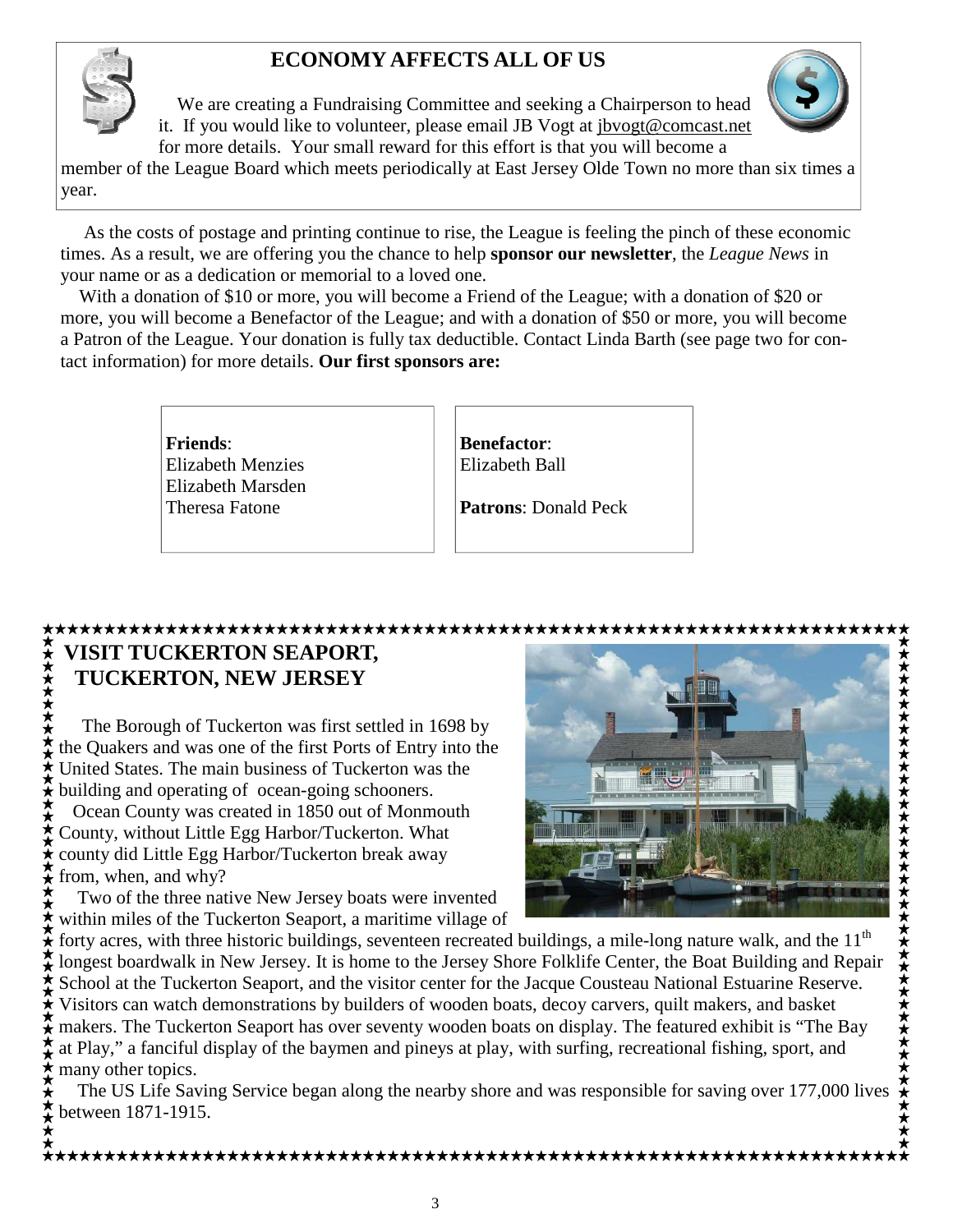## ECONOMY AFFECTS ALL OF US

We are creating a Fundraising Committee and seeking a Chairperson to head it. If you would like to volunteer, please email JB Vogt at jbvogt@comcast.net for more details. Your small reward for this effort is that you will become a member of the League Board which meets periodically at East Jersey Olde Town no more than six times a year.

As the costs of postage and printing continue to rise, the League is feeling the pinch of these economic times. As a result, we are offering you the chance to help **sponsor our newsletter**, the *League News* in your name or as a dedication or memorial to a loved one.

With a donation of $10 or more, you will become a Friend of the League; with a donation of $20 or more, you will become a Benefactor of the League; and with a donation of $50 or more, you will become a Patron of the League. Your donation is fully tax deductible. Contact Linda Barth (see page two for contact information) for more details. **Our first sponsors are:**

**Friends**:
Elizabeth Menzies
Elizabeth Marsden
Theresa Fatone

**Benefactor**:
Elizabeth Ball

**Patrons**: Donald Peck

## VISIT TUCKERTON SEAPORT, TUCKERTON, NEW JERSEY

The Borough of Tuckerton was first settled in 1698 by the Quakers and was one of the first Ports of Entry into the United States. The main business of Tuckerton was the building and operating of ocean-going schooners.

Ocean County was created in 1850 out of Monmouth County, without Little Egg Harbor/Tuckerton. What county did Little Egg Harbor/Tuckerton break away from, when, and why?

Two of the three native New Jersey boats were invented within miles of the Tuckerton Seaport, a maritime village of forty acres, with three historic buildings, seventeen recreated buildings, a mile-long nature walk, and the 11th longest boardwalk in New Jersey. It is home to the Jersey Shore Folklife Center, the Boat Building and Repair School at the Tuckerton Seaport, and the visitor center for the Jacque Cousteau National Estuarine Reserve. Visitors can watch demonstrations by builders of wooden boats, decoy carvers, quilt makers, and basket makers. The Tuckerton Seaport has over seventy wooden boats on display. The featured exhibit is "The Bay at Play," a fanciful display of the baymen and pineys at play, with surfing, recreational fishing, sport, and many other topics.

The US Life Saving Service began along the nearby shore and was responsible for saving over 177,000 lives between 1871-1915.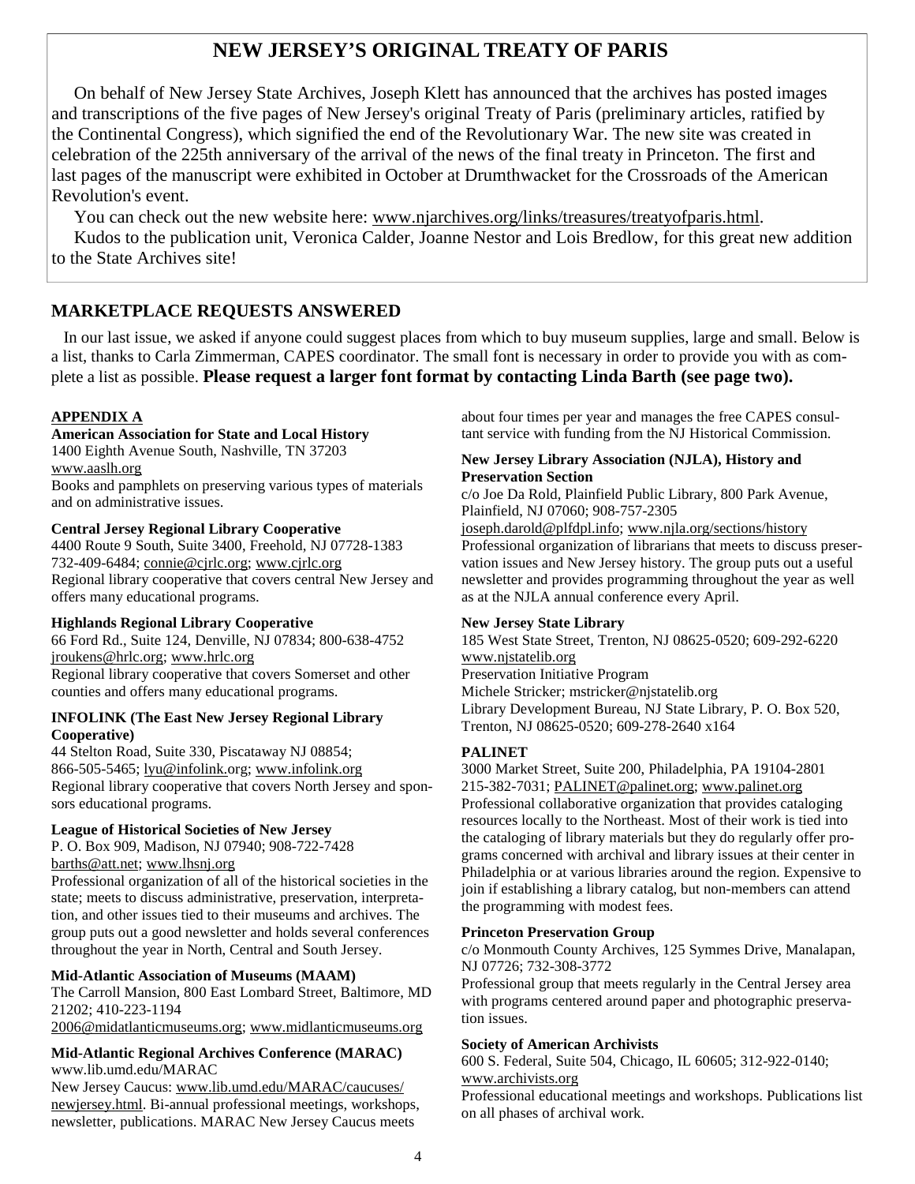## NEW JERSEY'S ORIGINAL TREATY OF PARIS

On behalf of New Jersey State Archives, Joseph Klett has announced that the archives has posted images and transcriptions of the five pages of New Jersey's original Treaty of Paris (preliminary articles, ratified by the Continental Congress), which signified the end of the Revolutionary War. The new site was created in celebration of the 225th anniversary of the arrival of the news of the final treaty in Princeton. The first and last pages of the manuscript were exhibited in October at Drumthwacket for the Crossroads of the American Revolution's event.

You can check out the new website here: www.njarchives.org/links/treasures/treatyofparis.html.

Kudos to the publication unit, Veronica Calder, Joanne Nestor and Lois Bredlow, for this great new addition to the State Archives site!

## MARKETPLACE REQUESTS ANSWERED

In our last issue, we asked if anyone could suggest places from which to buy museum supplies, large and small. Below is a list, thanks to Carla Zimmerman, CAPES coordinator. The small font is necessary in order to provide you with as complete a list as possible. **Please request a larger font format by contacting Linda Barth (see page two).**

**APPENDIX A**

**American Association for State and Local History**
1400 Eighth Avenue South, Nashville, TN 37203
www.aaslh.org
Books and pamphlets on preserving various types of materials and on administrative issues.

**Central Jersey Regional Library Cooperative**
4400 Route 9 South, Suite 3400, Freehold, NJ 07728-1383
732-409-6484; connie@cjrlc.org; www.cjrlc.org
Regional library cooperative that covers central New Jersey and offers many educational programs.

**Highlands Regional Library Cooperative**
66 Ford Rd., Suite 124, Denville, NJ 07834; 800-638-4752
jroukens@hrlc.org; www.hrlc.org
Regional library cooperative that covers Somerset and other counties and offers many educational programs.

**INFOLINK (The East New Jersey Regional Library Cooperative)**
44 Stelton Road, Suite 330, Piscataway NJ 08854;
866-505-5465; lyu@infolink.org; www.infolink.org
Regional library cooperative that covers North Jersey and sponsors educational programs.

**League of Historical Societies of New Jersey**
P. O. Box 909, Madison, NJ 07940; 908-722-7428
barths@att.net; www.lhsnj.org
Professional organization of all of the historical societies in the state; meets to discuss administrative, preservation, interpretation, and other issues tied to their museums and archives. The group puts out a good newsletter and holds several conferences throughout the year in North, Central and South Jersey.

**Mid-Atlantic Association of Museums (MAAM)**
The Carroll Mansion, 800 East Lombard Street, Baltimore, MD 21202; 410-223-1194
2006@midatlanticmuseums.org; www.midlanticmuseums.org

**Mid-Atlantic Regional Archives Conference (MARAC)**
www.lib.umd.edu/MARAC
New Jersey Caucus: www.lib.umd.edu/MARAC/caucuses/newjersey.html. Bi-annual professional meetings, workshops, newsletter, publications. MARAC New Jersey Caucus meets about four times per year and manages the free CAPES consultant service with funding from the NJ Historical Commission.

**New Jersey Library Association (NJLA), History and Preservation Section**
c/o Joe Da Rold, Plainfield Public Library, 800 Park Avenue, Plainfield, NJ 07060; 908-757-2305
joseph.darold@plfdpl.info; www.njla.org/sections/history
Professional organization of librarians that meets to discuss preservation issues and New Jersey history. The group puts out a useful newsletter and provides programming throughout the year as well as at the NJLA annual conference every April.

**New Jersey State Library**
185 West State Street, Trenton, NJ 08625-0520; 609-292-6220
www.njstatelib.org
Preservation Initiative Program
Michele Stricker; mstricker@njstatelib.org
Library Development Bureau, NJ State Library, P. O. Box 520, Trenton, NJ 08625-0520; 609-278-2640 x164

**PALINET**
3000 Market Street, Suite 200, Philadelphia, PA 19104-2801
215-382-7031; PALINET@palinet.org; www.palinet.org
Professional collaborative organization that provides cataloging resources locally to the Northeast. Most of their work is tied into the cataloging of library materials but they do regularly offer programs concerned with archival and library issues at their center in Philadelphia or at various libraries around the region. Expensive to join if establishing a library catalog, but non-members can attend the programming with modest fees.

**Princeton Preservation Group**
c/o Monmouth County Archives, 125 Symmes Drive, Manalapan, NJ 07726; 732-308-3772
Professional group that meets regularly in the Central Jersey area with programs centered around paper and photographic preservation issues.

**Society of American Archivists**
600 S. Federal, Suite 504, Chicago, IL 60605; 312-922-0140;
www.archivists.org
Professional educational meetings and workshops. Publications list on all phases of archival work.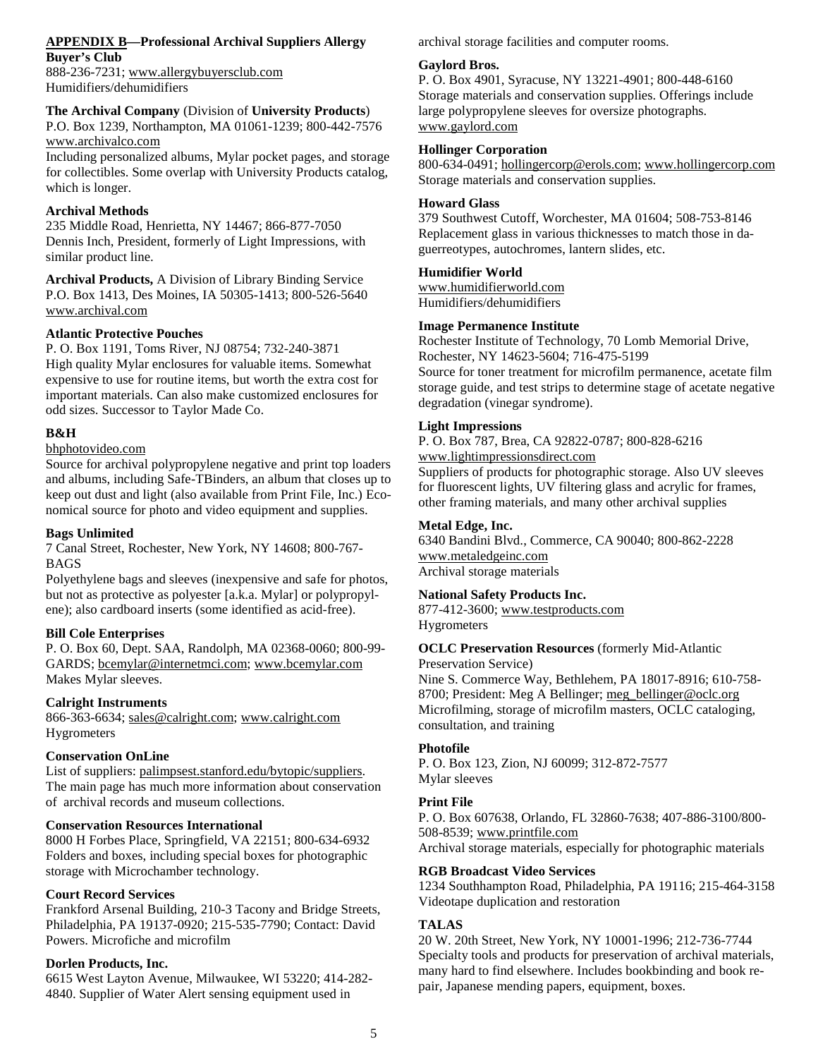## APPENDIX B—Professional Archival Suppliers

**Allergy Buyer's Club**
888-236-7231; www.allergybuyersclub.com
Humidifiers/dehumidifiers

**The Archival Company** (Division of **University Products**)
P.O. Box 1239, Northampton, MA 01061-1239; 800-442-7576
www.archivalco.com
Including personalized albums, Mylar pocket pages, and storage for collectibles. Some overlap with University Products catalog, which is longer.

**Archival Methods**
235 Middle Road, Henrietta, NY 14467; 866-877-7050
Dennis Inch, President, formerly of Light Impressions, with similar product line.

**Archival Products,** A Division of Library Binding Service
P.O. Box 1413, Des Moines, IA 50305-1413; 800-526-5640
www.archival.com

**Atlantic Protective Pouches**
P. O. Box 1191, Toms River, NJ 08754; 732-240-3871
High quality Mylar enclosures for valuable items. Somewhat expensive to use for routine items, but worth the extra cost for important materials. Can also make customized enclosures for odd sizes. Successor to Taylor Made Co.

**B&H**
bhphotovideo.com
Source for archival polypropylene negative and print top loaders and albums, including Safe-TBinders, an album that closes up to keep out dust and light (also available from Print File, Inc.) Economical source for photo and video equipment and supplies.

**Bags Unlimited**
7 Canal Street, Rochester, New York, NY 14608; 800-767-BAGS
Polyethylene bags and sleeves (inexpensive and safe for photos, but not as protective as polyester [a.k.a. Mylar] or polypropylene); also cardboard inserts (some identified as acid-free).

**Bill Cole Enterprises**
P. O. Box 60, Dept. SAA, Randolph, MA 02368-0060; 800-99-GARDS; bcemylar@internetmci.com; www.bcemylar.com
Makes Mylar sleeves.

**Calright Instruments**
866-363-6634; sales@calright.com; www.calright.com
Hygrometers

**Conservation OnLine**
List of suppliers: palimpsest.stanford.edu/bytopic/suppliers. The main page has much more information about conservation of archival records and museum collections.

**Conservation Resources International**
8000 H Forbes Place, Springfield, VA 22151; 800-634-6932
Folders and boxes, including special boxes for photographic storage with Microchamber technology.

**Court Record Services**
Frankford Arsenal Building, 210-3 Tacony and Bridge Streets, Philadelphia, PA 19137-0920; 215-535-7790; Contact: David Powers. Microfiche and microfilm

**Dorlen Products, Inc.**
6615 West Layton Avenue, Milwaukee, WI 53220; 414-282-4840. Supplier of Water Alert sensing equipment used in archival storage facilities and computer rooms.

**Gaylord Bros.**
P. O. Box 4901, Syracuse, NY 13221-4901; 800-448-6160
Storage materials and conservation supplies. Offerings include large polypropylene sleeves for oversize photographs.
www.gaylord.com

**Hollinger Corporation**
800-634-0491; hollingercorp@erols.com; www.hollingercorp.com
Storage materials and conservation supplies.

**Howard Glass**
379 Southwest Cutoff, Worchester, MA 01604; 508-753-8146
Replacement glass in various thicknesses to match those in daguerreotypes, autochromes, lantern slides, etc.

**Humidifier World**
www.humidifierworld.com
Humidifiers/dehumidifiers

**Image Permanence Institute**
Rochester Institute of Technology, 70 Lomb Memorial Drive, Rochester, NY 14623-5604; 716-475-5199
Source for toner treatment for microfilm permanence, acetate film storage guide, and test strips to determine stage of acetate negative degradation (vinegar syndrome).

**Light Impressions**
P. O. Box 787, Brea, CA 92822-0787; 800-828-6216
www.lightimpressionsdirect.com
Suppliers of products for photographic storage. Also UV sleeves for fluorescent lights, UV filtering glass and acrylic for frames, other framing materials, and many other archival supplies

**Metal Edge, Inc.**
6340 Bandini Blvd., Commerce, CA 90040; 800-862-2228
www.metaledgeinc.com
Archival storage materials

**National Safety Products Inc.**
877-412-3600; www.testproducts.com
Hygrometers

**OCLC Preservation Resources** (formerly Mid-Atlantic Preservation Service)
Nine S. Commerce Way, Bethlehem, PA 18017-8916; 610-758-8700; President: Meg A Bellinger; meg_bellinger@oclc.org
Microfilming, storage of microfilm masters, OCLC cataloging, consultation, and training

**Photofile**
P. O. Box 123, Zion, NJ 60099; 312-872-7577
Mylar sleeves

**Print File**
P. O. Box 607638, Orlando, FL 32860-7638; 407-886-3100/800-508-8539; www.printfile.com
Archival storage materials, especially for photographic materials

**RGB Broadcast Video Services**
1234 Southhampton Road, Philadelphia, PA 19116; 215-464-3158
Videotape duplication and restoration

**TALAS**
20 W. 20th Street, New York, NY 10001-1996; 212-736-7744
Specialty tools and products for preservation of archival materials, many hard to find elsewhere. Includes bookbinding and book repair, Japanese mending papers, equipment, boxes.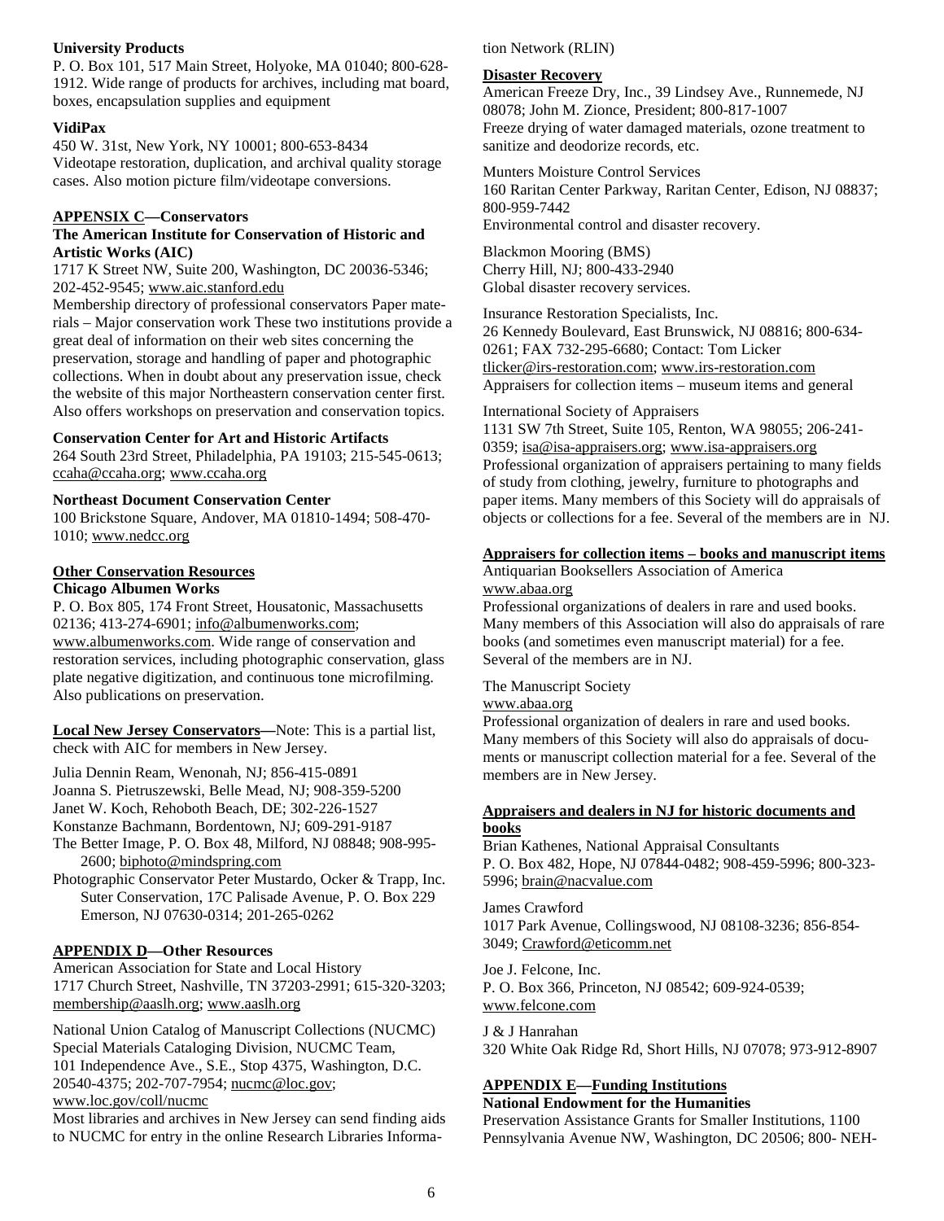**University Products**

P. O. Box 101, 517 Main Street, Holyoke, MA 01040; 800-628-1912. Wide range of products for archives, including mat board, boxes, encapsulation supplies and equipment

**VidiPax**

450 W. 31st, New York, NY 10001; 800-653-8434
Videotape restoration, duplication, and archival quality storage cases. Also motion picture film/videotape conversions.

## APPENSIX C—Conservators

**The American Institute for Conservation of Historic and Artistic Works (AIC)**

1717 K Street NW, Suite 200, Washington, DC 20036-5346; 202-452-9545; www.aic.stanford.edu

Membership directory of professional conservators Paper materials – Major conservation work These two institutions provide a great deal of information on their web sites concerning the preservation, storage and handling of paper and photographic collections. When in doubt about any preservation issue, check the website of this major Northeastern conservation center first. Also offers workshops on preservation and conservation topics.

**Conservation Center for Art and Historic Artifacts**

264 South 23rd Street, Philadelphia, PA 19103; 215-545-0613; ccaha@ccaha.org; www.ccaha.org

**Northeast Document Conservation Center**

100 Brickstone Square, Andover, MA 01810-1494; 508-470-1010; www.nedcc.org

### Other Conservation Resources

**Chicago Albumen Works**

P. O. Box 805, 174 Front Street, Housatonic, Massachusetts 02136; 413-274-6901; info@albumenworks.com; www.albumenworks.com. Wide range of conservation and restoration services, including photographic conservation, glass plate negative digitization, and continuous tone microfilming. Also publications on preservation.

**Local New Jersey Conservators—**Note: This is a partial list, check with AIC for members in New Jersey.

Julia Dennin Ream, Wenonah, NJ; 856-415-0891
Joanna S. Pietruszewski, Belle Mead, NJ; 908-359-5200
Janet W. Koch, Rehoboth Beach, DE; 302-226-1527
Konstanze Bachmann, Bordentown, NJ; 609-291-9187
The Better Image, P. O. Box 48, Milford, NJ 08848; 908-995-2600; biphoto@mindspring.com
Photographic Conservator Peter Mustardo, Ocker & Trapp, Inc. Suter Conservation, 17C Palisade Avenue, P. O. Box 229 Emerson, NJ 07630-0314; 201-265-0262

## APPENDIX D—Other Resources

American Association for State and Local History
1717 Church Street, Nashville, TN 37203-2991; 615-320-3203; membership@aaslh.org; www.aaslh.org

National Union Catalog of Manuscript Collections (NUCMC)
Special Materials Cataloging Division, NUCMC Team,
101 Independence Ave., S.E., Stop 4375, Washington, D.C. 20540-4375; 202-707-7954; nucmc@loc.gov; www.loc.gov/coll/nucmc

Most libraries and archives in New Jersey can send finding aids to NUCMC for entry in the online Research Libraries Information Network (RLIN)

### Disaster Recovery

American Freeze Dry, Inc., 39 Lindsey Ave., Runnemede, NJ 08078; John M. Zionce, President; 800-817-1007
Freeze drying of water damaged materials, ozone treatment to sanitize and deodorize records, etc.

Munters Moisture Control Services
160 Raritan Center Parkway, Raritan Center, Edison, NJ 08837; 800-959-7442
Environmental control and disaster recovery.

Blackmon Mooring (BMS)
Cherry Hill, NJ; 800-433-2940
Global disaster recovery services.

Insurance Restoration Specialists, Inc.
26 Kennedy Boulevard, East Brunswick, NJ 08816; 800-634-0261; FAX 732-295-6680; Contact: Tom Licker tlicker@irs-restoration.com; www.irs-restoration.com
Appraisers for collection items – museum items and general

International Society of Appraisers
1131 SW 7th Street, Suite 105, Renton, WA 98055; 206-241-0359; isa@isa-appraisers.org; www.isa-appraisers.org
Professional organization of appraisers pertaining to many fields of study from clothing, jewelry, furniture to photographs and paper items. Many members of this Society will do appraisals of objects or collections for a fee. Several of the members are in NJ.

### Appraisers for collection items – books and manuscript items

Antiquarian Booksellers Association of America
www.abaa.org
Professional organizations of dealers in rare and used books. Many members of this Association will also do appraisals of rare books (and sometimes even manuscript material) for a fee. Several of the members are in NJ.

The Manuscript Society
www.abaa.org
Professional organization of dealers in rare and used books. Many members of this Society will also do appraisals of documents or manuscript collection material for a fee. Several of the members are in New Jersey.

### Appraisers and dealers in NJ for historic documents and books

Brian Kathenes, National Appraisal Consultants
P. O. Box 482, Hope, NJ 07844-0482; 908-459-5996; 800-323-5996; brain@nacvalue.com

James Crawford
1017 Park Avenue, Collingswood, NJ 08108-3236; 856-854-3049; Crawford@eticomm.net

Joe J. Felcone, Inc.
P. O. Box 366, Princeton, NJ 08542; 609-924-0539; www.felcone.com

J & J Hanrahan
320 White Oak Ridge Rd, Short Hills, NJ 07078; 973-912-8907

## APPENDIX E—Funding Institutions

**National Endowment for the Humanities**

Preservation Assistance Grants for Smaller Institutions, 1100 Pennsylvania Avenue NW, Washington, DC 20506; 800- NEH-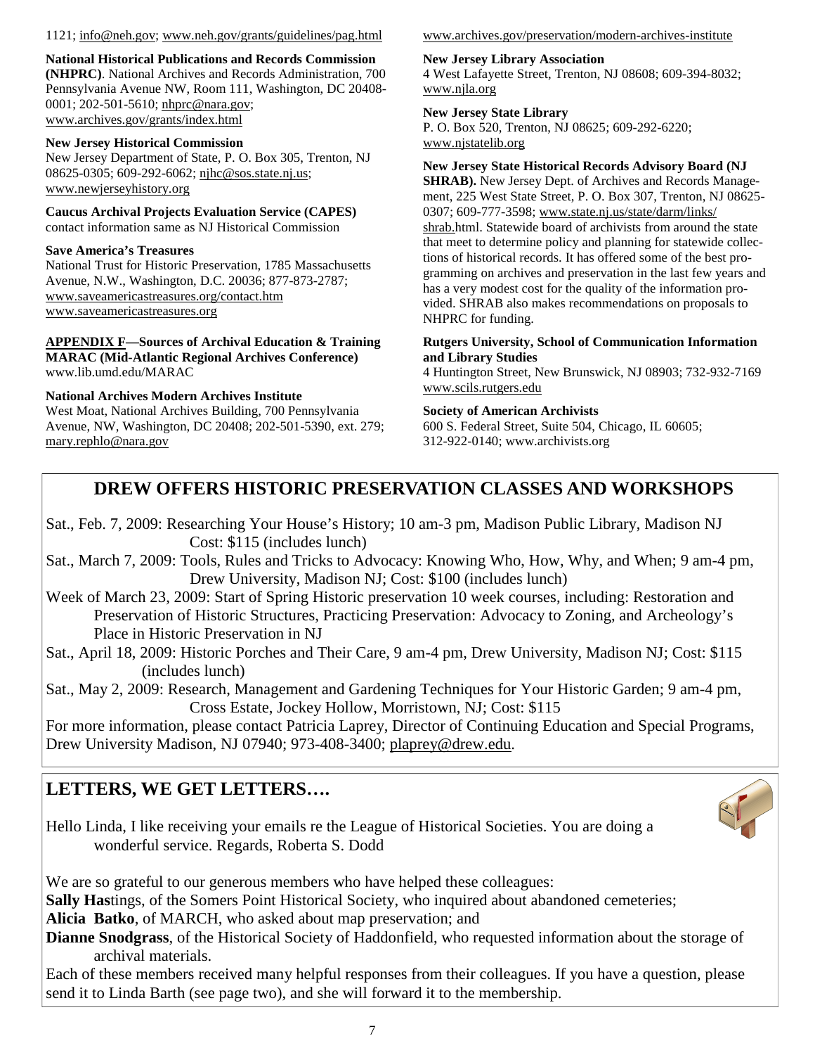1121; info@neh.gov; www.neh.gov/grants/guidelines/pag.html

**National Historical Publications and Records Commission (NHPRC)**. National Archives and Records Administration, 700 Pennsylvania Avenue NW, Room 111, Washington, DC 20408-0001; 202-501-5610; nhprc@nara.gov; www.archives.gov/grants/index.html

**New Jersey Historical Commission**
New Jersey Department of State, P. O. Box 305, Trenton, NJ 08625-0305; 609-292-6062; njhc@sos.state.nj.us; www.newjerseyhistory.org

**Caucus Archival Projects Evaluation Service (CAPES)**
contact information same as NJ Historical Commission

**Save America's Treasures**
National Trust for Historic Preservation, 1785 Massachusetts Avenue, N.W., Washington, D.C. 20036; 877-873-2787; www.saveamericastreasures.org/contact.htm
www.saveamericastreasures.org

**APPENDIX F—Sources of Archival Education & Training**

**MARAC (Mid-Atlantic Regional Archives Conference)**
www.lib.umd.edu/MARAC

**National Archives Modern Archives Institute**
West Moat, National Archives Building, 700 Pennsylvania Avenue, NW, Washington, DC 20408; 202-501-5390, ext. 279; mary.rephlo@nara.gov
www.archives.gov/preservation/modern-archives-institute

**New Jersey Library Association**
4 West Lafayette Street, Trenton, NJ 08608; 609-394-8032; www.njla.org

**New Jersey State Library**
P. O. Box 520, Trenton, NJ 08625; 609-292-6220; www.njstatelib.org

**New Jersey State Historical Records Advisory Board (NJ SHRAB).** New Jersey Dept. of Archives and Records Management, 225 West State Street, P. O. Box 307, Trenton, NJ 08625-0307; 609-777-3598; www.state.nj.us/state/darm/links/shrab.html. Statewide board of archivists from around the state that meet to determine policy and planning for statewide collections of historical records. It has offered some of the best programming on archives and preservation in the last few years and has a very modest cost for the quality of the information provided. SHRAB also makes recommendations on proposals to NHPRC for funding.

**Rutgers University, School of Communication Information and Library Studies**
4 Huntington Street, New Brunswick, NJ 08903; 732-932-7169
www.scils.rutgers.edu

**Society of American Archivists**
600 S. Federal Street, Suite 504, Chicago, IL 60605; 312-922-0140; www.archivists.org

## DREW OFFERS HISTORIC PRESERVATION CLASSES AND WORKSHOPS

Sat., Feb. 7, 2009: Researching Your House's History; 10 am-3 pm, Madison Public Library, Madison NJ Cost: $115 (includes lunch)

Sat., March 7, 2009: Tools, Rules and Tricks to Advocacy: Knowing Who, How, Why, and When; 9 am-4 pm, Drew University, Madison NJ; Cost: $100 (includes lunch)

Week of March 23, 2009: Start of Spring Historic preservation 10 week courses, including: Restoration and Preservation of Historic Structures, Practicing Preservation: Advocacy to Zoning, and Archeology's Place in Historic Preservation in NJ

Sat., April 18, 2009: Historic Porches and Their Care, 9 am-4 pm, Drew University, Madison NJ; Cost: $115 (includes lunch)

Sat., May 2, 2009: Research, Management and Gardening Techniques for Your Historic Garden; 9 am-4 pm, Cross Estate, Jockey Hollow, Morristown, NJ; Cost: $115

For more information, please contact Patricia Laprey, Director of Continuing Education and Special Programs, Drew University Madison, NJ 07940; 973-408-3400; plaprey@drew.edu.

## LETTERS, WE GET LETTERS….

Hello Linda, I like receiving your emails re the League of Historical Societies. You are doing a wonderful service. Regards, Roberta S. Dodd

We are so grateful to our generous members who have helped these colleagues:

**Sally Has**tings, of the Somers Point Historical Society, who inquired about abandoned cemeteries;

**Alicia Batko**, of MARCH, who asked about map preservation; and

**Dianne Snodgrass**, of the Historical Society of Haddonfield, who requested information about the storage of archival materials.

Each of these members received many helpful responses from their colleagues. If you have a question, please send it to Linda Barth (see page two), and she will forward it to the membership.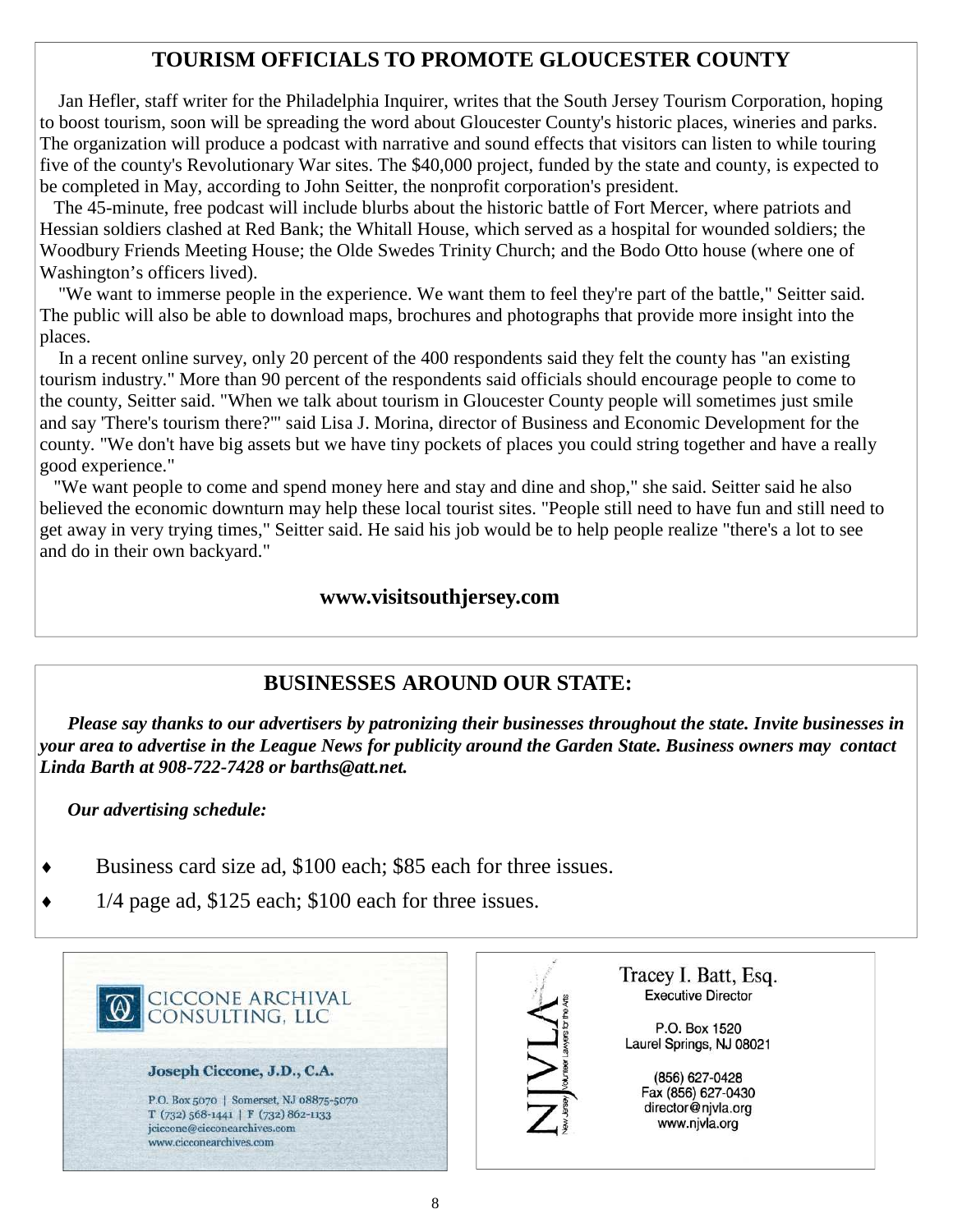## TOURISM OFFICIALS TO PROMOTE GLOUCESTER COUNTY

Jan Hefler, staff writer for the Philadelphia Inquirer, writes that the South Jersey Tourism Corporation, hoping to boost tourism, soon will be spreading the word about Gloucester County's historic places, wineries and parks. The organization will produce a podcast with narrative and sound effects that visitors can listen to while touring five of the county's Revolutionary War sites. The $40,000 project, funded by the state and county, is expected to be completed in May, according to John Seitter, the nonprofit corporation's president.

The 45-minute, free podcast will include blurbs about the historic battle of Fort Mercer, where patriots and Hessian soldiers clashed at Red Bank; the Whitall House, which served as a hospital for wounded soldiers; the Woodbury Friends Meeting House; the Olde Swedes Trinity Church; and the Bodo Otto house (where one of Washington's officers lived).

"We want to immerse people in the experience. We want them to feel they're part of the battle," Seitter said. The public will also be able to download maps, brochures and photographs that provide more insight into the places.

In a recent online survey, only 20 percent of the 400 respondents said they felt the county has "an existing tourism industry." More than 90 percent of the respondents said officials should encourage people to come to the county, Seitter said. "When we talk about tourism in Gloucester County people will sometimes just smile and say 'There's tourism there?'" said Lisa J. Morina, director of Business and Economic Development for the county. "We don't have big assets but we have tiny pockets of places you could string together and have a really good experience."

"We want people to come and spend money here and stay and dine and shop," she said. Seitter said he also believed the economic downturn may help these local tourist sites. "People still need to have fun and still need to get away in very trying times," Seitter said. He said his job would be to help people realize "there's a lot to see and do in their own backyard."

**www.visitsouthjersey.com**

## BUSINESSES AROUND OUR STATE:

***Please say thanks to our advertisers by patronizing their businesses throughout the state. Invite businesses in your area to advertise in the League News for publicity around the Garden State. Business owners may contact Linda Barth at 908-722-7428 or barths@att.net.***

***Our advertising schedule:***

- Business card size ad, $100 each; $85 each for three issues.
- 1/4 page ad, $125 each; $100 each for three issues.

CICCONE ARCHIVAL CONSULTING, LLC

**Joseph Ciccone, J.D., C.A.**

P.O. Box 5070 | Somerset, NJ 08875-5070
T (732) 568-1441 | F (732) 862-1133
jciccone@cicconearchives.com
www.cicconearchives.com

NJVLA — New Jersey Volunteer Lawyers for the Arts

Tracey I. Batt, Esq.
Executive Director

P.O. Box 1520
Laurel Springs, NJ 08021

(856) 627-0428
Fax (856) 627-0430
director@njvla.org
www.njvla.org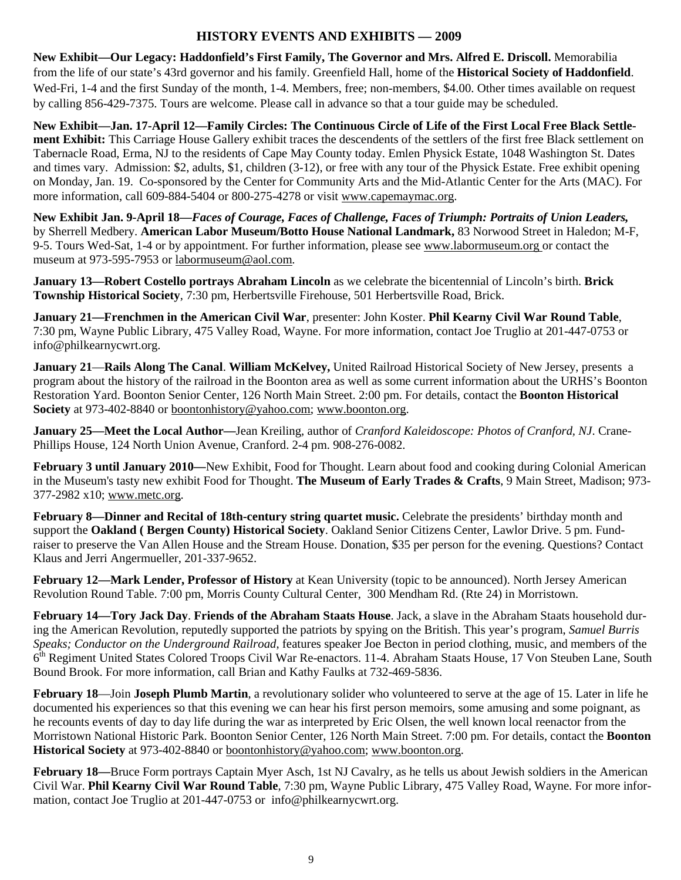## HISTORY EVENTS AND EXHIBITS — 2009

**New Exhibit—Our Legacy: Haddonfield's First Family, The Governor and Mrs. Alfred E. Driscoll.** Memorabilia from the life of our state's 43rd governor and his family. Greenfield Hall, home of the **Historical Society of Haddonfield**. Wed-Fri, 1-4 and the first Sunday of the month, 1-4. Members, free; non-members, $4.00. Other times available on request by calling 856-429-7375. Tours are welcome. Please call in advance so that a tour guide may be scheduled.

**New Exhibit—Jan. 17-April 12—Family Circles: The Continuous Circle of Life of the First Local Free Black Settlement Exhibit:** This Carriage House Gallery exhibit traces the descendents of the settlers of the first free Black settlement on Tabernacle Road, Erma, NJ to the residents of Cape May County today. Emlen Physick Estate, 1048 Washington St. Dates and times vary. Admission: $2, adults, $1, children (3-12), or free with any tour of the Physick Estate. Free exhibit opening on Monday, Jan. 19. Co-sponsored by the Center for Community Arts and the Mid-Atlantic Center for the Arts (MAC). For more information, call 609-884-5404 or 800-275-4278 or visit www.capemaymac.org.

**New Exhibit Jan. 9-April 18—*Faces of Courage, Faces of Challenge, Faces of Triumph: Portraits of Union Leaders,*** by Sherrell Medbery. **American Labor Museum/Botto House National Landmark,** 83 Norwood Street in Haledon; M-F, 9-5. Tours Wed-Sat, 1-4 or by appointment. For further information, please see www.labormuseum.org or contact the museum at 973-595-7953 or labormuseum@aol.com.

**January 13—Robert Costello portrays Abraham Lincoln** as we celebrate the bicentennial of Lincoln's birth. **Brick Township Historical Society**, 7:30 pm, Herbertsville Firehouse, 501 Herbertsville Road, Brick.

**January 21—Frenchmen in the American Civil War**, presenter: John Koster. **Phil Kearny Civil War Round Table**, 7:30 pm, Wayne Public Library, 475 Valley Road, Wayne. For more information, contact Joe Truglio at 201-447-0753 or info@philkearnycwrt.org.

**January 21**—**Rails Along The Canal**. **William McKelvey,** United Railroad Historical Society of New Jersey, presents a program about the history of the railroad in the Boonton area as well as some current information about the URHS's Boonton Restoration Yard. Boonton Senior Center, 126 North Main Street. 2:00 pm. For details, contact the **Boonton Historical Society** at 973-402-8840 or boontonhistory@yahoo.com; www.boonton.org.

**January 25—Meet the Local Author—**Jean Kreiling, author of *Cranford Kaleidoscope: Photos of Cranford, NJ*. Crane-Phillips House, 124 North Union Avenue, Cranford. 2-4 pm. 908-276-0082.

**February 3 until January 2010—**New Exhibit, Food for Thought. Learn about food and cooking during Colonial American in the Museum's tasty new exhibit Food for Thought. **The Museum of Early Trades & Crafts**, 9 Main Street, Madison; 973-377-2982 x10; www.metc.org.

**February 8—Dinner and Recital of 18th-century string quartet music.** Celebrate the presidents' birthday month and support the **Oakland ( Bergen County) Historical Society**. Oakland Senior Citizens Center, Lawlor Drive. 5 pm. Fund-raiser to preserve the Van Allen House and the Stream House. Donation, $35 per person for the evening. Questions? Contact Klaus and Jerri Angermueller, 201-337-9652.

**February 12—Mark Lender, Professor of History** at Kean University (topic to be announced). North Jersey American Revolution Round Table. 7:00 pm, Morris County Cultural Center, 300 Mendham Rd. (Rte 24) in Morristown.

**February 14—Tory Jack Day**. **Friends of the Abraham Staats House**. Jack, a slave in the Abraham Staats household during the American Revolution, reputedly supported the patriots by spying on the British. This year's program, *Samuel Burris Speaks; Conductor on the Underground Railroad*, features speaker Joe Becton in period clothing, music, and members of the 6th Regiment United States Colored Troops Civil War Re-enactors. 11-4. Abraham Staats House, 17 Von Steuben Lane, South Bound Brook. For more information, call Brian and Kathy Faulks at 732-469-5836.

**February 18**—Join **Joseph Plumb Martin**, a revolutionary solider who volunteered to serve at the age of 15. Later in life he documented his experiences so that this evening we can hear his first person memoirs, some amusing and some poignant, as he recounts events of day to day life during the war as interpreted by Eric Olsen, the well known local reenactor from the Morristown National Historic Park. Boonton Senior Center, 126 North Main Street. 7:00 pm. For details, contact the **Boonton Historical Society** at 973-402-8840 or boontonhistory@yahoo.com; www.boonton.org.

**February 18—**Bruce Form portrays Captain Myer Asch, 1st NJ Cavalry, as he tells us about Jewish soldiers in the American Civil War. **Phil Kearny Civil War Round Table**, 7:30 pm, Wayne Public Library, 475 Valley Road, Wayne. For more information, contact Joe Truglio at 201-447-0753 or info@philkearnycwrt.org.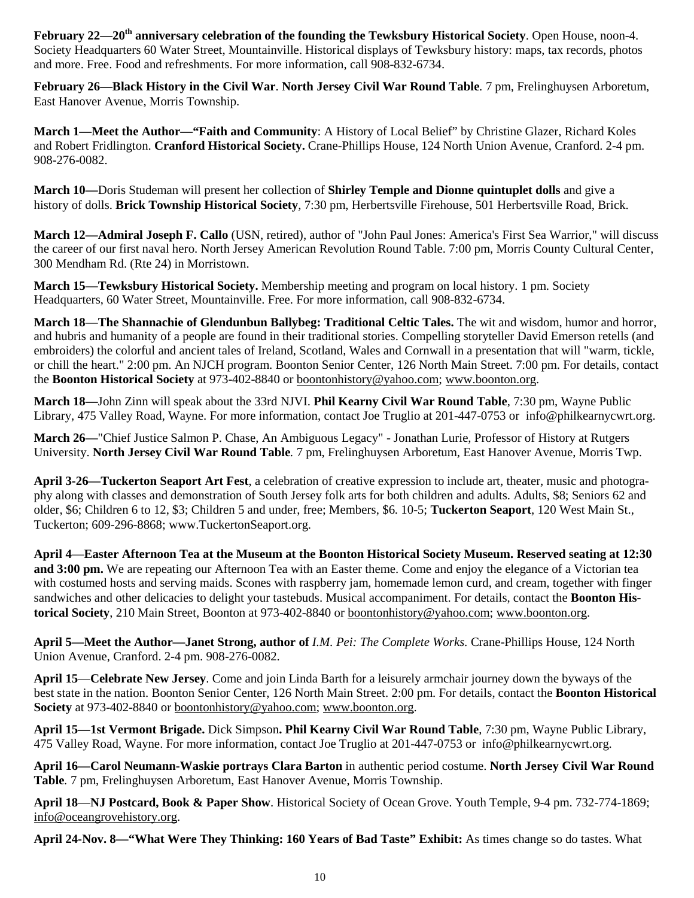**February 22—20th anniversary celebration of the founding the Tewksbury Historical Society**. Open House, noon-4. Society Headquarters 60 Water Street, Mountainville. Historical displays of Tewksbury history: maps, tax records, photos and more. Free. Food and refreshments. For more information, call 908-832-6734.

**February 26—Black History in the Civil War**. **North Jersey Civil War Round Table**. 7 pm, Frelinghuysen Arboretum, East Hanover Avenue, Morris Township.

**March 1—Meet the Author—"Faith and Community**: A History of Local Belief" by Christine Glazer, Richard Koles and Robert Fridlington. **Cranford Historical Society.** Crane-Phillips House, 124 North Union Avenue, Cranford. 2-4 pm. 908-276-0082.

**March 10—**Doris Studeman will present her collection of **Shirley Temple and Dionne quintuplet dolls** and give a history of dolls. **Brick Township Historical Society**, 7:30 pm, Herbertsville Firehouse, 501 Herbertsville Road, Brick.

**March 12—Admiral Joseph F. Callo** (USN, retired), author of "John Paul Jones: America's First Sea Warrior," will discuss the career of our first naval hero. North Jersey American Revolution Round Table. 7:00 pm, Morris County Cultural Center, 300 Mendham Rd. (Rte 24) in Morristown.

**March 15—Tewksbury Historical Society.** Membership meeting and program on local history. 1 pm. Society Headquarters, 60 Water Street, Mountainville. Free. For more information, call 908-832-6734.

**March 18**—**The Shannachie of Glendunbun Ballybeg: Traditional Celtic Tales.** The wit and wisdom, humor and horror, and hubris and humanity of a people are found in their traditional stories. Compelling storyteller David Emerson retells (and embroiders) the colorful and ancient tales of Ireland, Scotland, Wales and Cornwall in a presentation that will "warm, tickle, or chill the heart." 2:00 pm. An NJCH program. Boonton Senior Center, 126 North Main Street. 7:00 pm. For details, contact the **Boonton Historical Society** at 973-402-8840 or boontonhistory@yahoo.com; www.boonton.org.

**March 18—**John Zinn will speak about the 33rd NJVI. **Phil Kearny Civil War Round Table**, 7:30 pm, Wayne Public Library, 475 Valley Road, Wayne. For more information, contact Joe Truglio at 201-447-0753 or info@philkearnycwrt.org.

**March 26—**"Chief Justice Salmon P. Chase, An Ambiguous Legacy" - Jonathan Lurie, Professor of History at Rutgers University. **North Jersey Civil War Round Table**. 7 pm, Frelinghuysen Arboretum, East Hanover Avenue, Morris Twp.

**April 3-26—Tuckerton Seaport Art Fest**, a celebration of creative expression to include art, theater, music and photography along with classes and demonstration of South Jersey folk arts for both children and adults. Adults, $8; Seniors 62 and older, $6; Children 6 to 12, $3; Children 5 and under, free; Members, $6. 10-5; **Tuckerton Seaport**, 120 West Main St., Tuckerton; 609-296-8868; www.TuckertonSeaport.org.

**April 4**—**Easter Afternoon Tea at the Museum at the Boonton Historical Society Museum. Reserved seating at 12:30 and 3:00 pm.** We are repeating our Afternoon Tea with an Easter theme. Come and enjoy the elegance of a Victorian tea with costumed hosts and serving maids. Scones with raspberry jam, homemade lemon curd, and cream, together with finger sandwiches and other delicacies to delight your tastebuds. Musical accompaniment. For details, contact the **Boonton Historical Society**, 210 Main Street, Boonton at 973-402-8840 or boontonhistory@yahoo.com; www.boonton.org.

**April 5—Meet the Author—Janet Strong, author of** *I.M. Pei: The Complete Works.* Crane-Phillips House, 124 North Union Avenue, Cranford. 2-4 pm. 908-276-0082.

**April 15**—**Celebrate New Jersey**. Come and join Linda Barth for a leisurely armchair journey down the byways of the best state in the nation. Boonton Senior Center, 126 North Main Street. 2:00 pm. For details, contact the **Boonton Historical Society** at 973-402-8840 or boontonhistory@yahoo.com; www.boonton.org.

**April 15—1st Vermont Brigade.** Dick Simpson**. Phil Kearny Civil War Round Table**, 7:30 pm, Wayne Public Library, 475 Valley Road, Wayne. For more information, contact Joe Truglio at 201-447-0753 or info@philkearnycwrt.org.

**April 16—Carol Neumann-Waskie portrays Clara Barton** in authentic period costume. **North Jersey Civil War Round Table**. 7 pm, Frelinghuysen Arboretum, East Hanover Avenue, Morris Township.

**April 18**—**NJ Postcard, Book & Paper Show**. Historical Society of Ocean Grove. Youth Temple, 9-4 pm. 732-774-1869; info@oceangrovehistory.org.

**April 24-Nov. 8—"What Were They Thinking: 160 Years of Bad Taste" Exhibit:** As times change so do tastes. What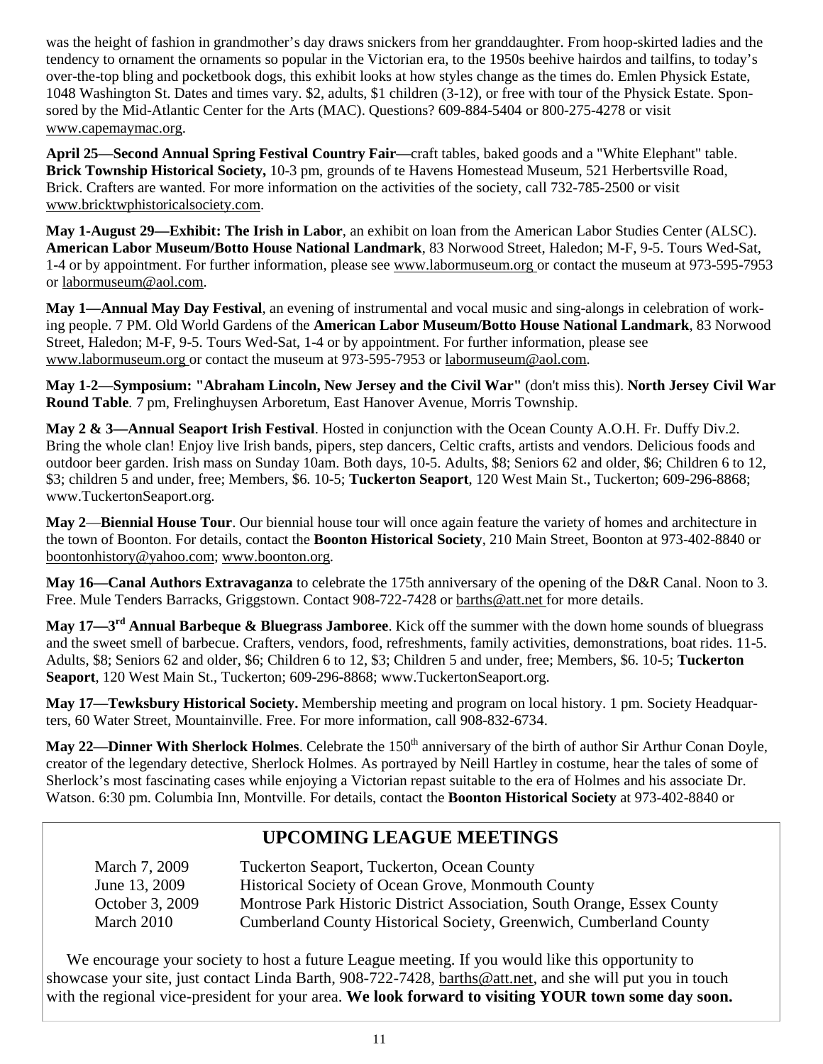was the height of fashion in grandmother's day draws snickers from her granddaughter. From hoop-skirted ladies and the tendency to ornament the ornaments so popular in the Victorian era, to the 1950s beehive hairdos and tailfins, to today's over-the-top bling and pocketbook dogs, this exhibit looks at how styles change as the times do. Emlen Physick Estate, 1048 Washington St. Dates and times vary. $2, adults, $1 children (3-12), or free with tour of the Physick Estate. Sponsored by the Mid-Atlantic Center for the Arts (MAC). Questions? 609-884-5404 or 800-275-4278 or visit www.capemaymac.org.

**April 25—Second Annual Spring Festival Country Fair—**craft tables, baked goods and a "White Elephant" table. **Brick Township Historical Society,** 10-3 pm, grounds of te Havens Homestead Museum, 521 Herbertsville Road, Brick. Crafters are wanted. For more information on the activities of the society, call 732-785-2500 or visit www.bricktwphistoricalsociety.com.

**May 1-August 29—Exhibit: The Irish in Labor**, an exhibit on loan from the American Labor Studies Center (ALSC). **American Labor Museum/Botto House National Landmark**, 83 Norwood Street, Haledon; M-F, 9-5. Tours Wed-Sat, 1-4 or by appointment. For further information, please see www.labormuseum.org or contact the museum at 973-595-7953 or labormuseum@aol.com.

**May 1—Annual May Day Festival**, an evening of instrumental and vocal music and sing-alongs in celebration of working people. 7 PM. Old World Gardens of the **American Labor Museum/Botto House National Landmark**, 83 Norwood Street, Haledon; M-F, 9-5. Tours Wed-Sat, 1-4 or by appointment. For further information, please see www.labormuseum.org or contact the museum at 973-595-7953 or labormuseum@aol.com.

**May 1-2—Symposium: "Abraham Lincoln, New Jersey and the Civil War"** (don't miss this). **North Jersey Civil War Round Table**. 7 pm, Frelinghuysen Arboretum, East Hanover Avenue, Morris Township.

**May 2 & 3—Annual Seaport Irish Festival**. Hosted in conjunction with the Ocean County A.O.H. Fr. Duffy Div.2. Bring the whole clan! Enjoy live Irish bands, pipers, step dancers, Celtic crafts, artists and vendors. Delicious foods and outdoor beer garden. Irish mass on Sunday 10am. Both days, 10-5. Adults, $8; Seniors 62 and older, $6; Children 6 to 12, $3; children 5 and under, free; Members, $6. 10-5; **Tuckerton Seaport**, 120 West Main St., Tuckerton; 609-296-8868; www.TuckertonSeaport.org.

**May 2**—**Biennial House Tour**. Our biennial house tour will once again feature the variety of homes and architecture in the town of Boonton. For details, contact the **Boonton Historical Society**, 210 Main Street, Boonton at 973-402-8840 or boontonhistory@yahoo.com; www.boonton.org.

**May 16—Canal Authors Extravaganza** to celebrate the 175th anniversary of the opening of the D&R Canal. Noon to 3. Free. Mule Tenders Barracks, Griggstown. Contact 908-722-7428 or barths@att.net for more details.

**May 17—3rd Annual Barbeque & Bluegrass Jamboree**. Kick off the summer with the down home sounds of bluegrass and the sweet smell of barbecue. Crafters, vendors, food, refreshments, family activities, demonstrations, boat rides. 11-5. Adults, $8; Seniors 62 and older, $6; Children 6 to 12, $3; Children 5 and under, free; Members, $6. 10-5; **Tuckerton Seaport**, 120 West Main St., Tuckerton; 609-296-8868; www.TuckertonSeaport.org.

**May 17—Tewksbury Historical Society.** Membership meeting and program on local history. 1 pm. Society Headquarters, 60 Water Street, Mountainville. Free. For more information, call 908-832-6734.

**May 22—Dinner With Sherlock Holmes**. Celebrate the 150th anniversary of the birth of author Sir Arthur Conan Doyle, creator of the legendary detective, Sherlock Holmes. As portrayed by Neill Hartley in costume, hear the tales of some of Sherlock's most fascinating cases while enjoying a Victorian repast suitable to the era of Holmes and his associate Dr. Watson. 6:30 pm. Columbia Inn, Montville. For details, contact the **Boonton Historical Society** at 973-402-8840 or

## UPCOMING LEAGUE MEETINGS

| | |
|---|---|
| March 7, 2009 | Tuckerton Seaport, Tuckerton, Ocean County |
| June 13, 2009 | Historical Society of Ocean Grove, Monmouth County |
| October 3, 2009 | Montrose Park Historic District Association, South Orange, Essex County |
| March 2010 | Cumberland County Historical Society, Greenwich, Cumberland County |

We encourage your society to host a future League meeting. If you would like this opportunity to showcase your site, just contact Linda Barth, 908-722-7428, barths@att.net, and she will put you in touch with the regional vice-president for your area. **We look forward to visiting YOUR town some day soon.**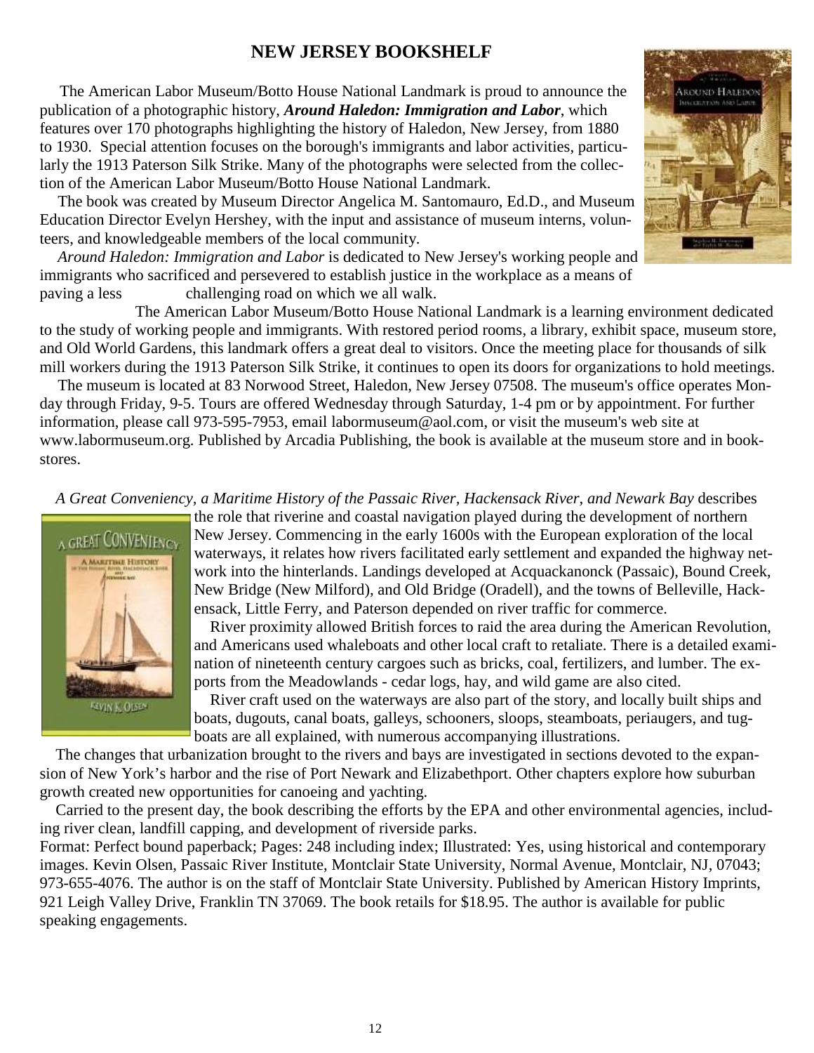## NEW JERSEY BOOKSHELF

The American Labor Museum/Botto House National Landmark is proud to announce the publication of a photographic history, ***Around Haledon: Immigration and Labor***, which features over 170 photographs highlighting the history of Haledon, New Jersey, from 1880 to 1930. Special attention focuses on the borough's immigrants and labor activities, particularly the 1913 Paterson Silk Strike. Many of the photographs were selected from the collection of the American Labor Museum/Botto House National Landmark.

The book was created by Museum Director Angelica M. Santomauro, Ed.D., and Museum Education Director Evelyn Hershey, with the input and assistance of museum interns, volunteers, and knowledgeable members of the local community.

*Around Haledon: Immigration and Labor* is dedicated to New Jersey's working people and immigrants who sacrificed and persevered to establish justice in the workplace as a means of paving a less challenging road on which we all walk.

The American Labor Museum/Botto House National Landmark is a learning environment dedicated to the study of working people and immigrants. With restored period rooms, a library, exhibit space, museum store, and Old World Gardens, this landmark offers a great deal to visitors. Once the meeting place for thousands of silk mill workers during the 1913 Paterson Silk Strike, it continues to open its doors for organizations to hold meetings.

The museum is located at 83 Norwood Street, Haledon, New Jersey 07508. The museum's office operates Monday through Friday, 9-5. Tours are offered Wednesday through Saturday, 1-4 pm or by appointment. For further information, please call 973-595-7953, email labormuseum@aol.com, or visit the museum's web site at www.labormuseum.org. Published by Arcadia Publishing, the book is available at the museum store and in bookstores.

*A Great Conveniency, a Maritime History of the Passaic River, Hackensack River, and Newark Bay* describes the role that riverine and coastal navigation played during the development of northern New Jersey. Commencing in the early 1600s with the European exploration of the local waterways, it relates how rivers facilitated early settlement and expanded the highway network into the hinterlands. Landings developed at Acquackanonck (Passaic), Bound Creek, New Bridge (New Milford), and Old Bridge (Oradell), and the towns of Belleville, Hackensack, Little Ferry, and Paterson depended on river traffic for commerce.

River proximity allowed British forces to raid the area during the American Revolution, and Americans used whaleboats and other local craft to retaliate. There is a detailed examination of nineteenth century cargoes such as bricks, coal, fertilizers, and lumber. The exports from the Meadowlands - cedar logs, hay, and wild game are also cited.

River craft used on the waterways are also part of the story, and locally built ships and boats, dugouts, canal boats, galleys, schooners, sloops, steamboats, periaugers, and tugboats are all explained, with numerous accompanying illustrations.

The changes that urbanization brought to the rivers and bays are investigated in sections devoted to the expansion of New York's harbor and the rise of Port Newark and Elizabethport. Other chapters explore how suburban growth created new opportunities for canoeing and yachting.

Carried to the present day, the book describing the efforts by the EPA and other environmental agencies, including river clean, landfill capping, and development of riverside parks.

Format: Perfect bound paperback; Pages: 248 including index; Illustrated: Yes, using historical and contemporary images. Kevin Olsen, Passaic River Institute, Montclair State University, Normal Avenue, Montclair, NJ, 07043; 973-655-4076. The author is on the staff of Montclair State University. Published by American History Imprints, 921 Leigh Valley Drive, Franklin TN 37069. The book retails for $18.95. The author is available for public speaking engagements.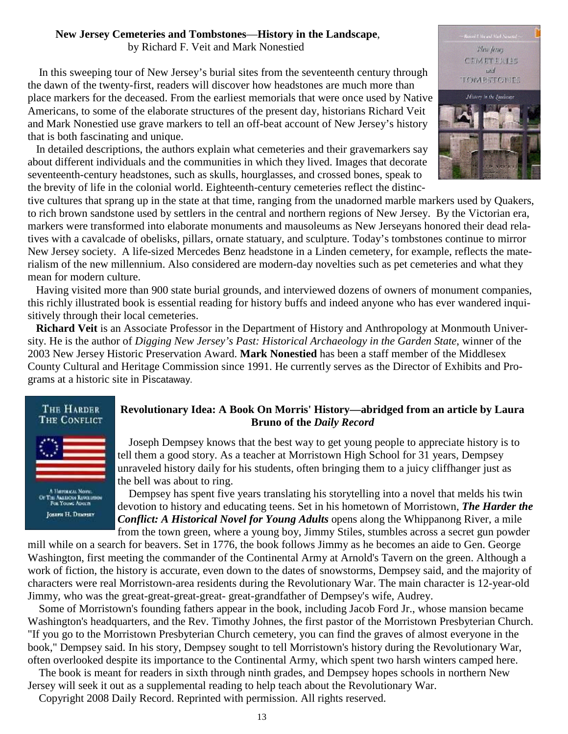**New Jersey Cemeteries and Tombstones—History in the Landscape**, by Richard F. Veit and Mark Nonestied

In this sweeping tour of New Jersey's burial sites from the seventeenth century through the dawn of the twenty-first, readers will discover how headstones are much more than place markers for the deceased. From the earliest memorials that were once used by Native Americans, to some of the elaborate structures of the present day, historians Richard Veit and Mark Nonestied use grave markers to tell an off-beat account of New Jersey's history that is both fascinating and unique.

In detailed descriptions, the authors explain what cemeteries and their gravemarkers say about different individuals and the communities in which they lived. Images that decorate seventeenth-century headstones, such as skulls, hourglasses, and crossed bones, speak to the brevity of life in the colonial world. Eighteenth-century cemeteries reflect the distinctive cultures that sprang up in the state at that time, ranging from the unadorned marble markers used by Quakers, to rich brown sandstone used by settlers in the central and northern regions of New Jersey. By the Victorian era, markers were transformed into elaborate monuments and mausoleums as New Jerseyans honored their dead relatives with a cavalcade of obelisks, pillars, ornate statuary, and sculpture. Today's tombstones continue to mirror New Jersey society. A life-sized Mercedes Benz headstone in a Linden cemetery, for example, reflects the materialism of the new millennium. Also considered are modern-day novelties such as pet cemeteries and what they mean for modern culture.

Having visited more than 900 state burial grounds, and interviewed dozens of owners of monument companies, this richly illustrated book is essential reading for history buffs and indeed anyone who has ever wandered inquisitively through their local cemeteries.

**Richard Veit** is an Associate Professor in the Department of History and Anthropology at Monmouth University. He is the author of *Digging New Jersey's Past: Historical Archaeology in the Garden State,* winner of the 2003 New Jersey Historic Preservation Award. **Mark Nonestied** has been a staff member of the Middlesex County Cultural and Heritage Commission since 1991. He currently serves as the Director of Exhibits and Programs at a historic site in Piscataway.

**Revolutionary Idea: A Book On Morris' History—abridged from an article by Laura Bruno of the *Daily Record***

Joseph Dempsey knows that the best way to get young people to appreciate history is to tell them a good story. As a teacher at Morristown High School for 31 years, Dempsey unraveled history daily for his students, often bringing them to a juicy cliffhanger just as the bell was about to ring.

Dempsey has spent five years translating his storytelling into a novel that melds his twin devotion to history and educating teens. Set in his hometown of Morristown, ***The Harder the Conflict: A Historical Novel for Young Adults*** opens along the Whippanong River, a mile from the town green, where a young boy, Jimmy Stiles, stumbles across a secret gun powder mill while on a search for beavers. Set in 1776, the book follows Jimmy as he becomes an aide to Gen. George Washington, first meeting the commander of the Continental Army at Arnold's Tavern on the green. Although a work of fiction, the history is accurate, even down to the dates of snowstorms, Dempsey said, and the majority of characters were real Morristown-area residents during the Revolutionary War. The main character is 12-year-old Jimmy, who was the great-great-great-great- great-grandfather of Dempsey's wife, Audrey.

Some of Morristown's founding fathers appear in the book, including Jacob Ford Jr., whose mansion became Washington's headquarters, and the Rev. Timothy Johnes, the first pastor of the Morristown Presbyterian Church. "If you go to the Morristown Presbyterian Church cemetery, you can find the graves of almost everyone in the book," Dempsey said. In his story, Dempsey sought to tell Morristown's history during the Revolutionary War, often overlooked despite its importance to the Continental Army, which spent two harsh winters camped here.

The book is meant for readers in sixth through ninth grades, and Dempsey hopes schools in northern New Jersey will seek it out as a supplemental reading to help teach about the Revolutionary War.

Copyright 2008 Daily Record. Reprinted with permission. All rights reserved.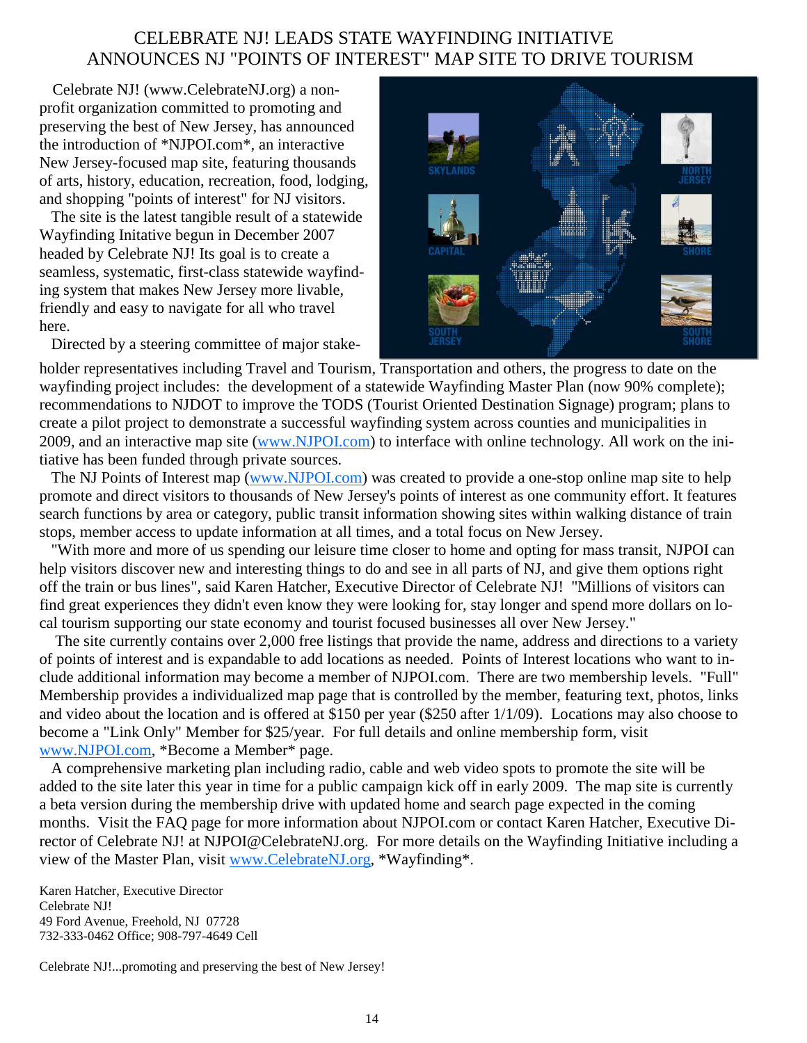# CELEBRATE NJ! LEADS STATE WAYFINDING INITIATIVE ANNOUNCES NJ "POINTS OF INTEREST" MAP SITE TO DRIVE TOURISM

Celebrate NJ! (www.CelebrateNJ.org) a non-profit organization committed to promoting and preserving the best of New Jersey, has announced the introduction of *NJPOI.com*, an interactive New Jersey-focused map site, featuring thousands of arts, history, education, recreation, food, lodging, and shopping "points of interest" for NJ visitors.

The site is the latest tangible result of a statewide Wayfinding Initative begun in December 2007 headed by Celebrate NJ! Its goal is to create a seamless, systematic, first-class statewide wayfinding system that makes New Jersey more livable, friendly and easy to navigate for all who travel here.

Directed by a steering committee of major stakeholder representatives including Travel and Tourism, Transportation and others, the progress to date on the wayfinding project includes: the development of a statewide Wayfinding Master Plan (now 90% complete); recommendations to NJDOT to improve the TODS (Tourist Oriented Destination Signage) program; plans to create a pilot project to demonstrate a successful wayfinding system across counties and municipalities in 2009, and an interactive map site (www.NJPOI.com) to interface with online technology. All work on the initiative has been funded through private sources.

The NJ Points of Interest map (www.NJPOI.com) was created to provide a one-stop online map site to help promote and direct visitors to thousands of New Jersey's points of interest as one community effort. It features search functions by area or category, public transit information showing sites within walking distance of train stops, member access to update information at all times, and a total focus on New Jersey.

"With more and more of us spending our leisure time closer to home and opting for mass transit, NJPOI can help visitors discover new and interesting things to do and see in all parts of NJ, and give them options right off the train or bus lines", said Karen Hatcher, Executive Director of Celebrate NJ! "Millions of visitors can find great experiences they didn't even know they were looking for, stay longer and spend more dollars on local tourism supporting our state economy and tourist focused businesses all over New Jersey."

The site currently contains over 2,000 free listings that provide the name, address and directions to a variety of points of interest and is expandable to add locations as needed. Points of Interest locations who want to include additional information may become a member of NJPOI.com. There are two membership levels. "Full" Membership provides a individualized map page that is controlled by the member, featuring text, photos, links and video about the location and is offered at $150 per year ($250 after 1/1/09). Locations may also choose to become a "Link Only" Member for $25/year. For full details and online membership form, visit www.NJPOI.com, *Become a Member* page.

A comprehensive marketing plan including radio, cable and web video spots to promote the site will be added to the site later this year in time for a public campaign kick off in early 2009. The map site is currently a beta version during the membership drive with updated home and search page expected in the coming months. Visit the FAQ page for more information about NJPOI.com or contact Karen Hatcher, Executive Director of Celebrate NJ! at NJPOI@CelebrateNJ.org. For more details on the Wayfinding Initiative including a view of the Master Plan, visit www.CelebrateNJ.org, *Wayfinding*.

Karen Hatcher, Executive Director
Celebrate NJ!
49 Ford Avenue, Freehold, NJ 07728
732-333-0462 Office; 908-797-4649 Cell

Celebrate NJ!...promoting and preserving the best of New Jersey!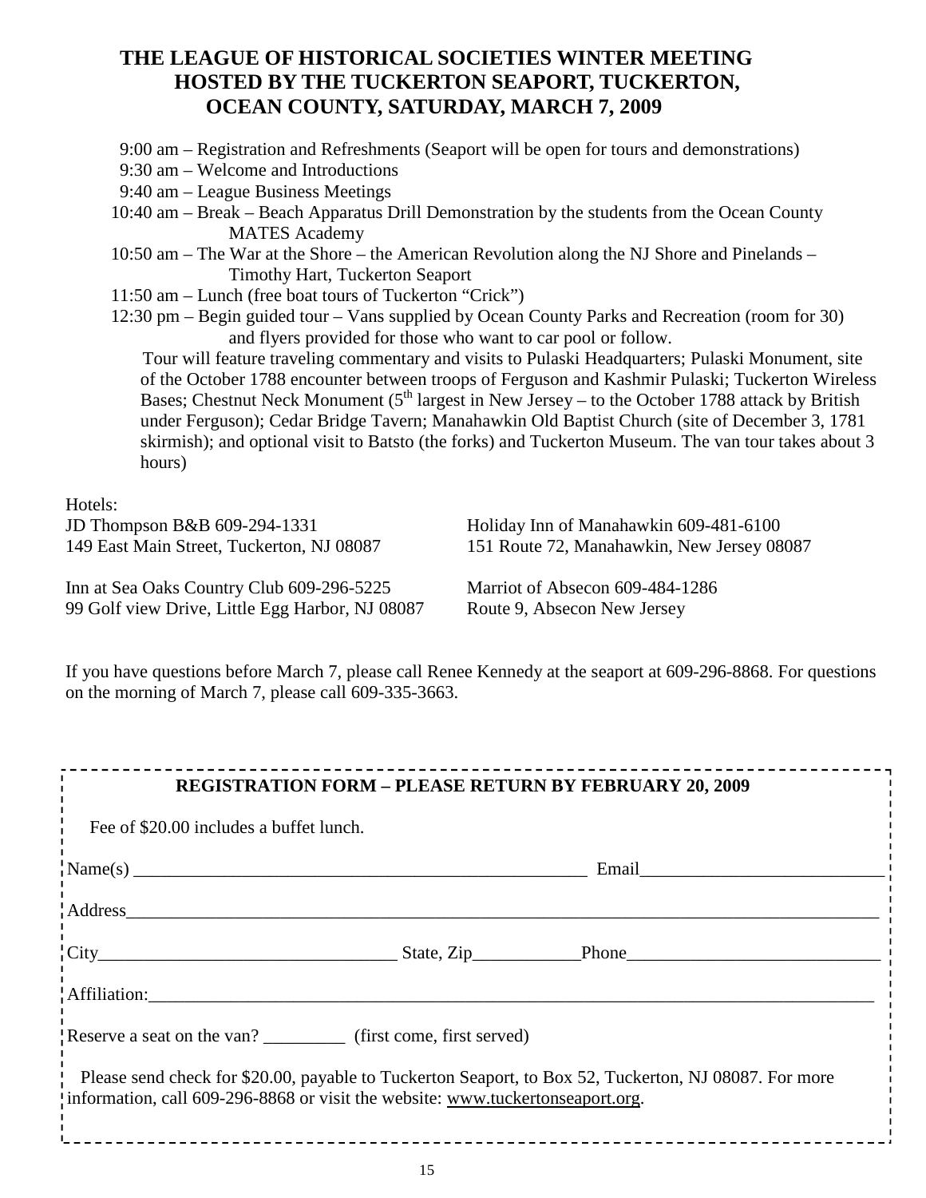# THE LEAGUE OF HISTORICAL SOCIETIES WINTER MEETING HOSTED BY THE TUCKERTON SEAPORT, TUCKERTON, OCEAN COUNTY, SATURDAY, MARCH 7, 2009

9:00 am – Registration and Refreshments (Seaport will be open for tours and demonstrations)

9:30 am – Welcome and Introductions

9:40 am – League Business Meetings

10:40 am – Break – Beach Apparatus Drill Demonstration by the students from the Ocean County MATES Academy

10:50 am – The War at the Shore – the American Revolution along the NJ Shore and Pinelands – Timothy Hart, Tuckerton Seaport

11:50 am – Lunch (free boat tours of Tuckerton "Crick")

12:30 pm – Begin guided tour – Vans supplied by Ocean County Parks and Recreation (room for 30) and flyers provided for those who want to car pool or follow.

Tour will feature traveling commentary and visits to Pulaski Headquarters; Pulaski Monument, site of the October 1788 encounter between troops of Ferguson and Kashmir Pulaski; Tuckerton Wireless Bases; Chestnut Neck Monument (5th largest in New Jersey – to the October 1788 attack by British under Ferguson); Cedar Bridge Tavern; Manahawkin Old Baptist Church (site of December 3, 1781 skirmish); and optional visit to Batsto (the forks) and Tuckerton Museum. The van tour takes about 3 hours)

Hotels:

JD Thompson B&B 609-294-1331
149 East Main Street, Tuckerton, NJ 08087

Inn at Sea Oaks Country Club 609-296-5225
99 Golf view Drive, Little Egg Harbor, NJ 08087

Holiday Inn of Manahawkin 609-481-6100
151 Route 72, Manahawkin, New Jersey 08087

Marriot of Absecon 609-484-1286
Route 9, Absecon New Jersey

If you have questions before March 7, please call Renee Kennedy at the seaport at 609-296-8868. For questions on the morning of March 7, please call 609-335-3663.

---

**REGISTRATION FORM – PLEASE RETURN BY FEBRUARY 20, 2009**

Fee of $20.00 includes a buffet lunch.

Name(s) ____________________________________________ Email__________________________

Address__________________________________________________________________________

City____________________________ State, Zip___________Phone__________________________

Affiliation:_______________________________________________________________________

Reserve a seat on the van? _________ (first come, first served)

Please send check for $20.00, payable to Tuckerton Seaport, to Box 52, Tuckerton, NJ 08087. For more information, call 609-296-8868 or visit the website: www.tuckertonseaport.org.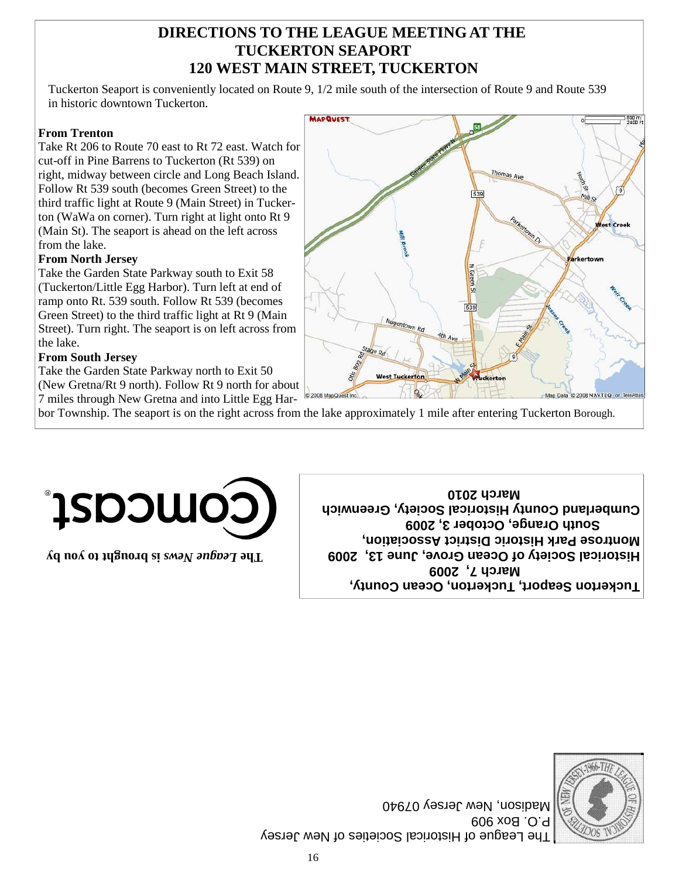## DIRECTIONS TO THE LEAGUE MEETING AT THE TUCKERTON SEAPORT 120 WEST MAIN STREET, TUCKERTON

Tuckerton Seaport is conveniently located on Route 9, 1/2 mile south of the intersection of Route 9 and Route 539 in historic downtown Tuckerton.

**From Trenton**
Take Rt 206 to Route 70 east to Rt 72 east. Watch for cut-off in Pine Barrens to Tuckerton (Rt 539) on right, midway between circle and Long Beach Island. Follow Rt 539 south (becomes Green Street) to the third traffic light at Route 9 (Main Street) in Tuckerton (WaWa on corner). Turn right at light onto Rt 9 (Main St). The seaport is ahead on the left across from the lake.

**From North Jersey**
Take the Garden State Parkway south to Exit 58 (Tuckerton/Little Egg Harbor). Turn left at end of ramp onto Rt. 539 south. Follow Rt 539 (becomes Green Street) to the third traffic light at Rt 9 (Main Street). Turn right. The seaport is on left across from the lake.

**From South Jersey**
Take the Garden State Parkway north to Exit 50 (New Gretna/Rt 9 north). Follow Rt 9 north for about 7 miles through New Gretna and into Little Egg Harbor Township. The seaport is on the right across from the lake approximately 1 mile after entering Tuckerton Borough.

**Tuckerton Seaport, Tuckerton, Ocean County, March 7, 2009**
**Historical Society of Ocean Grove, June 13, 2009**
**Montrose Park Historic District Association, South Orange, October 3, 2009**
**Cumberland County Historical Society, Greenwich March 2010**

**The *League News* is brought to you by**

Comcast®

The League of Historical Societies of New Jersey
P.O. Box 909
Madison, New Jersey 07940